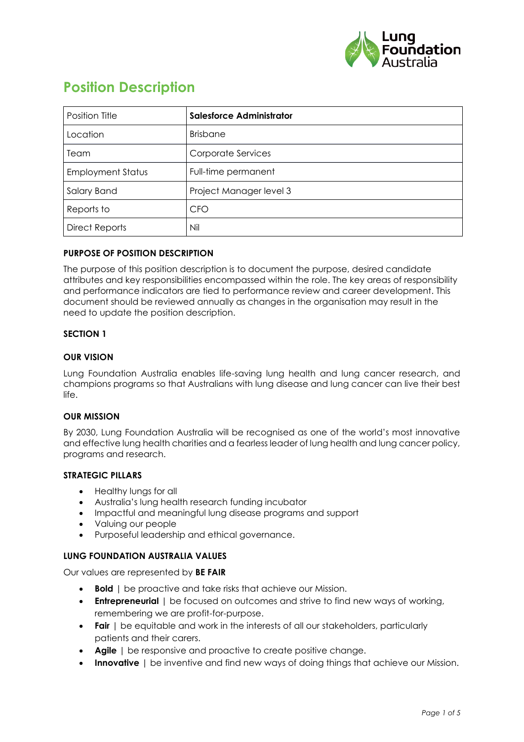# Position Description

| Position Title | **Salesforce Administrator** |
|---|---|
| Location | Brisbane |
| Team | Corporate Services |
| Employment Status | Full-time permanent |
| Salary Band | Project Manager level 3 |
| Reports to | CFO |
| Direct Reports | Nil |

## PURPOSE OF POSITION DESCRIPTION

The purpose of this position description is to document the purpose, desired candidate attributes and key responsibilities encompassed within the role. The key areas of responsibility and performance indicators are tied to performance review and career development. This document should be reviewed annually as changes in the organisation may result in the need to update the position description.

## SECTION 1

### OUR VISION

Lung Foundation Australia enables life-saving lung health and lung cancer research, and champions programs so that Australians with lung disease and lung cancer can live their best life.

### OUR MISSION

By 2030, Lung Foundation Australia will be recognised as one of the world's most innovative and effective lung health charities and a fearless leader of lung health and lung cancer policy, programs and research.

### STRATEGIC PILLARS

- Healthy lungs for all
- Australia's lung health research funding incubator
- Impactful and meaningful lung disease programs and support
- Valuing our people
- Purposeful leadership and ethical governance.

### LUNG FOUNDATION AUSTRALIA VALUES

Our values are represented by **BE FAIR**

- **Bold** | be proactive and take risks that achieve our Mission.
- **Entrepreneurial** | be focused on outcomes and strive to find new ways of working, remembering we are profit-for-purpose.
- **Fair** | be equitable and work in the interests of all our stakeholders, particularly patients and their carers.
- **Agile** | be responsive and proactive to create positive change.
- **Innovative** | be inventive and find new ways of doing things that achieve our Mission.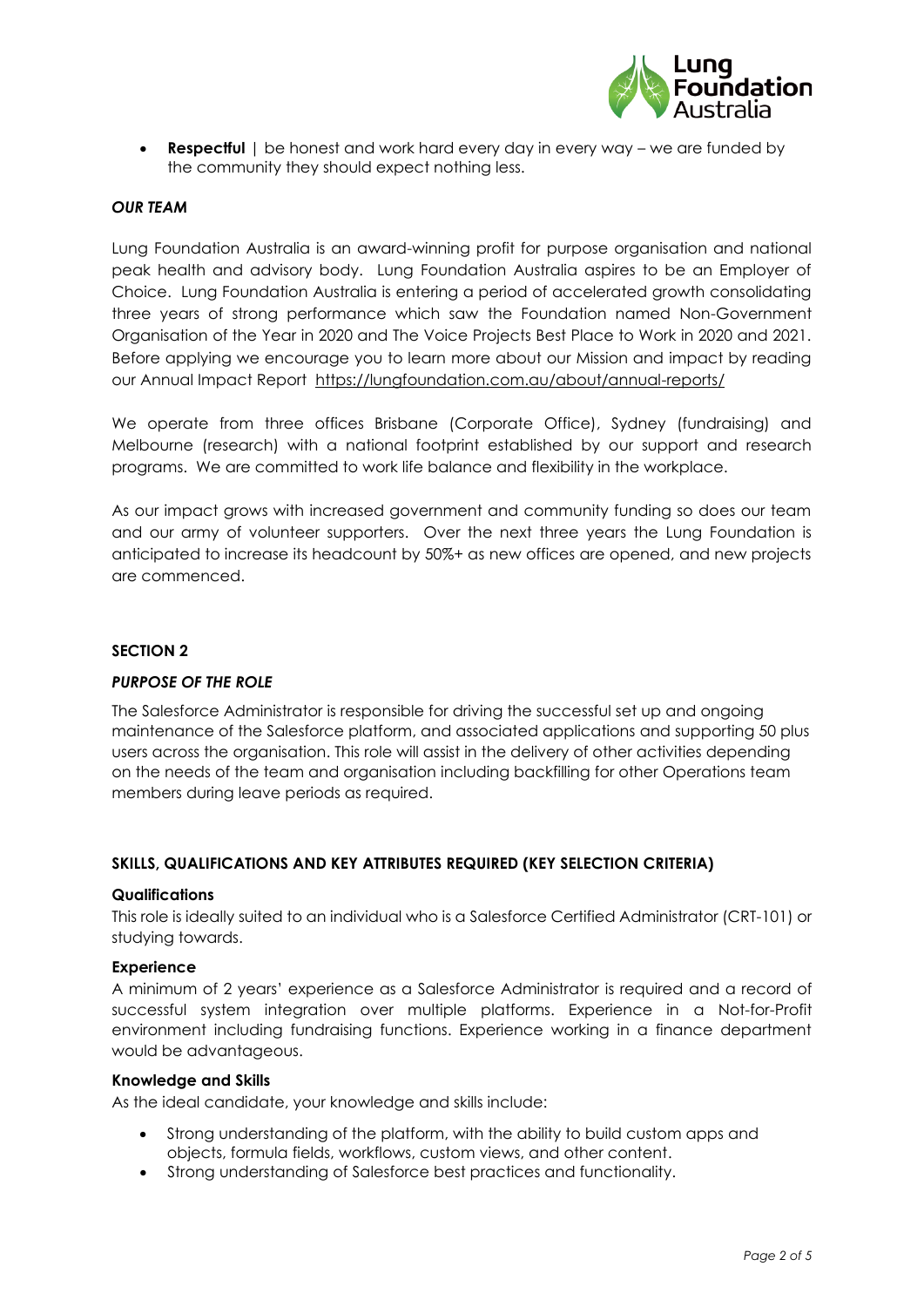- **Respectful** | be honest and work hard every day in every way – we are funded by the community they should expect nothing less.

### *OUR TEAM*

Lung Foundation Australia is an award-winning profit for purpose organisation and national peak health and advisory body. Lung Foundation Australia aspires to be an Employer of Choice. Lung Foundation Australia is entering a period of accelerated growth consolidating three years of strong performance which saw the Foundation named Non-Government Organisation of the Year in 2020 and The Voice Projects Best Place to Work in 2020 and 2021. Before applying we encourage you to learn more about our Mission and impact by reading our Annual Impact Report https://lungfoundation.com.au/about/annual-reports/

We operate from three offices Brisbane (Corporate Office), Sydney (fundraising) and Melbourne (research) with a national footprint established by our support and research programs. We are committed to work life balance and flexibility in the workplace.

As our impact grows with increased government and community funding so does our team and our army of volunteer supporters. Over the next three years the Lung Foundation is anticipated to increase its headcount by 50%+ as new offices are opened, and new projects are commenced.

## SECTION 2

### *PURPOSE OF THE ROLE*

The Salesforce Administrator is responsible for driving the successful set up and ongoing maintenance of the Salesforce platform, and associated applications and supporting 50 plus users across the organisation. This role will assist in the delivery of other activities depending on the needs of the team and organisation including backfilling for other Operations team members during leave periods as required.

### SKILLS, QUALIFICATIONS AND KEY ATTRIBUTES REQUIRED (KEY SELECTION CRITERIA)

**Qualifications**

This role is ideally suited to an individual who is a Salesforce Certified Administrator (CRT-101) or studying towards.

**Experience**

A minimum of 2 years' experience as a Salesforce Administrator is required and a record of successful system integration over multiple platforms. Experience in a Not-for-Profit environment including fundraising functions. Experience working in a finance department would be advantageous.

**Knowledge and Skills**

As the ideal candidate, your knowledge and skills include:

- Strong understanding of the platform, with the ability to build custom apps and objects, formula fields, workflows, custom views, and other content.
- Strong understanding of Salesforce best practices and functionality.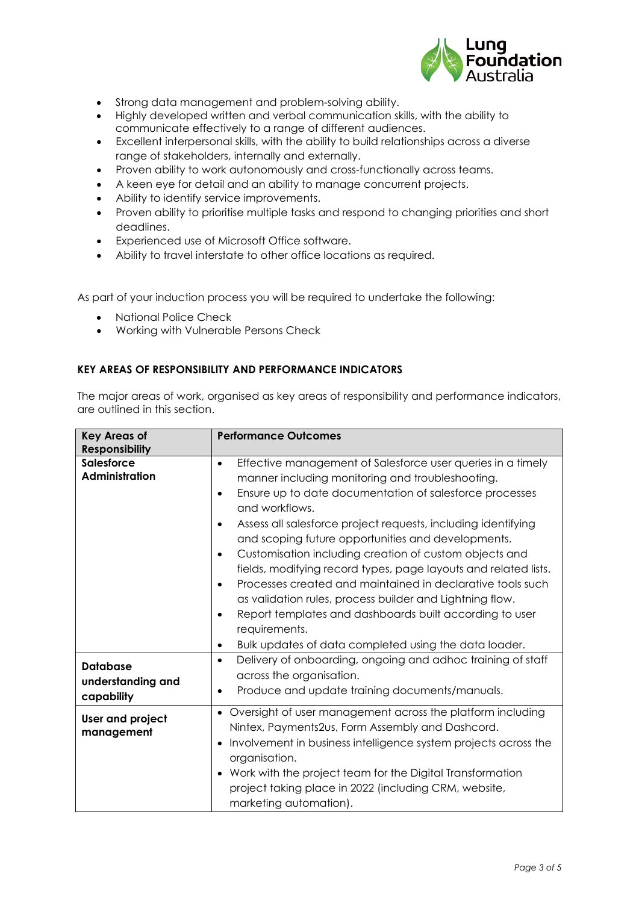- Strong data management and problem-solving ability.
- Highly developed written and verbal communication skills, with the ability to communicate effectively to a range of different audiences.
- Excellent interpersonal skills, with the ability to build relationships across a diverse range of stakeholders, internally and externally.
- Proven ability to work autonomously and cross-functionally across teams.
- A keen eye for detail and an ability to manage concurrent projects.
- Ability to identify service improvements.
- Proven ability to prioritise multiple tasks and respond to changing priorities and short deadlines.
- Experienced use of Microsoft Office software.
- Ability to travel interstate to other office locations as required.

As part of your induction process you will be required to undertake the following:

- National Police Check
- Working with Vulnerable Persons Check

**KEY AREAS OF RESPONSIBILITY AND PERFORMANCE INDICATORS**

The major areas of work, organised as key areas of responsibility and performance indicators, are outlined in this section.

| Key Areas of Responsibility | Performance Outcomes |
|---|---|
| **Salesforce Administration** | • Effective management of Salesforce user queries in a timely manner including monitoring and troubleshooting.<br>• Ensure up to date documentation of salesforce processes and workflows.<br>• Assess all salesforce project requests, including identifying and scoping future opportunities and developments.<br>• Customisation including creation of custom objects and fields, modifying record types, page layouts and related lists.<br>• Processes created and maintained in declarative tools such as validation rules, process builder and Lightning flow.<br>• Report templates and dashboards built according to user requirements.<br>• Bulk updates of data completed using the data loader. |
| **Database understanding and capability** | • Delivery of onboarding, ongoing and adhoc training of staff across the organisation.<br>• Produce and update training documents/manuals. |
| **User and project management** | • Oversight of user management across the platform including Nintex, Payments2us, Form Assembly and Dashcord.<br>• Involvement in business intelligence system projects across the organisation.<br>• Work with the project team for the Digital Transformation project taking place in 2022 (including CRM, website, marketing automation). |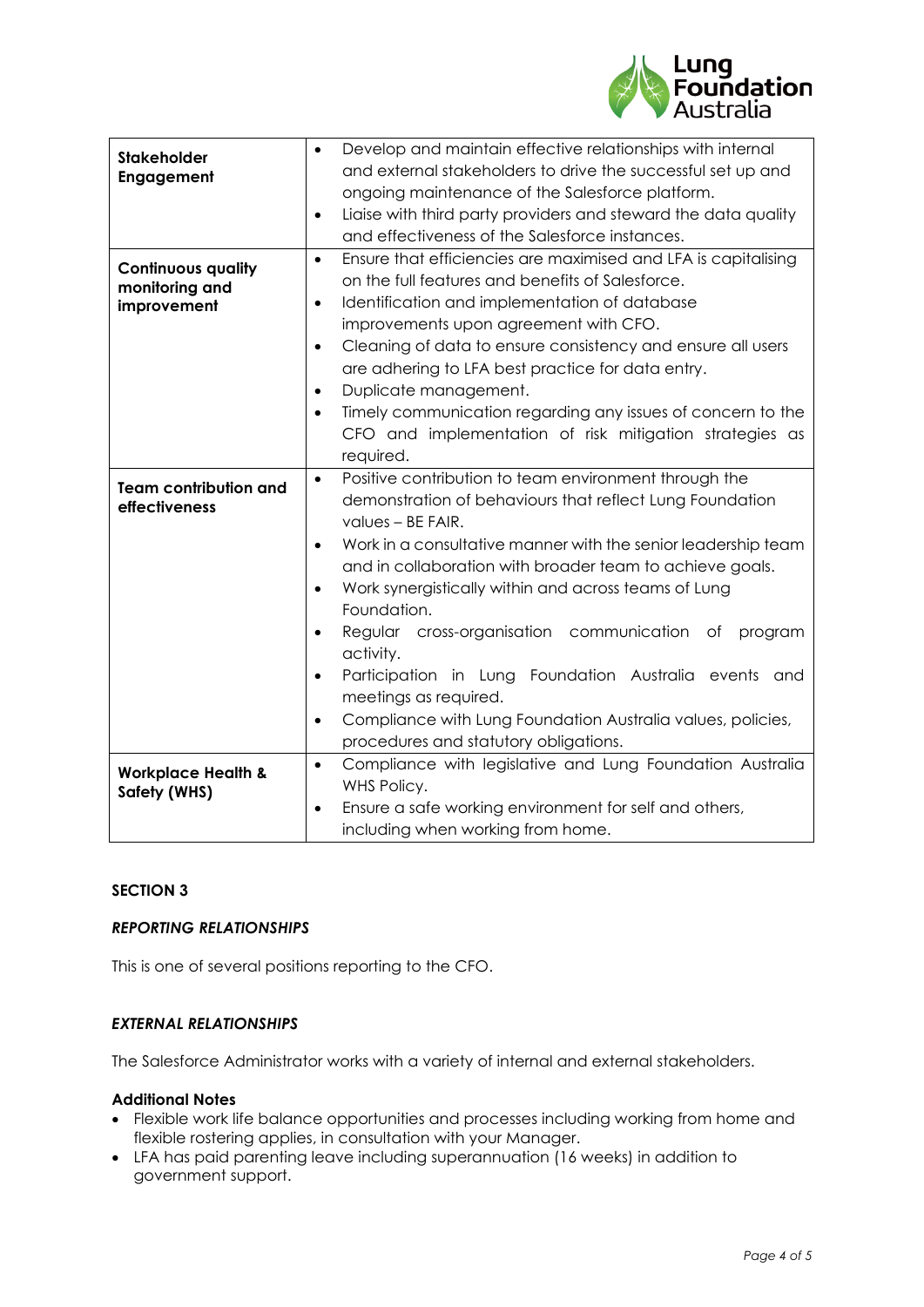| | |
|---|---|
| **Stakeholder Engagement** | • Develop and maintain effective relationships with internal and external stakeholders to drive the successful set up and ongoing maintenance of the Salesforce platform.<br>• Liaise with third party providers and steward the data quality and effectiveness of the Salesforce instances. |
| **Continuous quality monitoring and improvement** | • Ensure that efficiencies are maximised and LFA is capitalising on the full features and benefits of Salesforce.<br>• Identification and implementation of database improvements upon agreement with CFO.<br>• Cleaning of data to ensure consistency and ensure all users are adhering to LFA best practice for data entry.<br>• Duplicate management.<br>• Timely communication regarding any issues of concern to the CFO and implementation of risk mitigation strategies as required. |
| **Team contribution and effectiveness** | • Positive contribution to team environment through the demonstration of behaviours that reflect Lung Foundation values – BE FAIR.<br>• Work in a consultative manner with the senior leadership team and in collaboration with broader team to achieve goals.<br>• Work synergistically within and across teams of Lung Foundation.<br>• Regular cross-organisation communication of program activity.<br>• Participation in Lung Foundation Australia events and meetings as required.<br>• Compliance with Lung Foundation Australia values, policies, procedures and statutory obligations. |
| **Workplace Health & Safety (WHS)** | • Compliance with legislative and Lung Foundation Australia WHS Policy.<br>• Ensure a safe working environment for self and others, including when working from home. |

## SECTION 3

### *REPORTING RELATIONSHIPS*

This is one of several positions reporting to the CFO.

### *EXTERNAL RELATIONSHIPS*

The Salesforce Administrator works with a variety of internal and external stakeholders.

**Additional Notes**

- Flexible work life balance opportunities and processes including working from home and flexible rostering applies, in consultation with your Manager.
- LFA has paid parenting leave including superannuation (16 weeks) in addition to government support.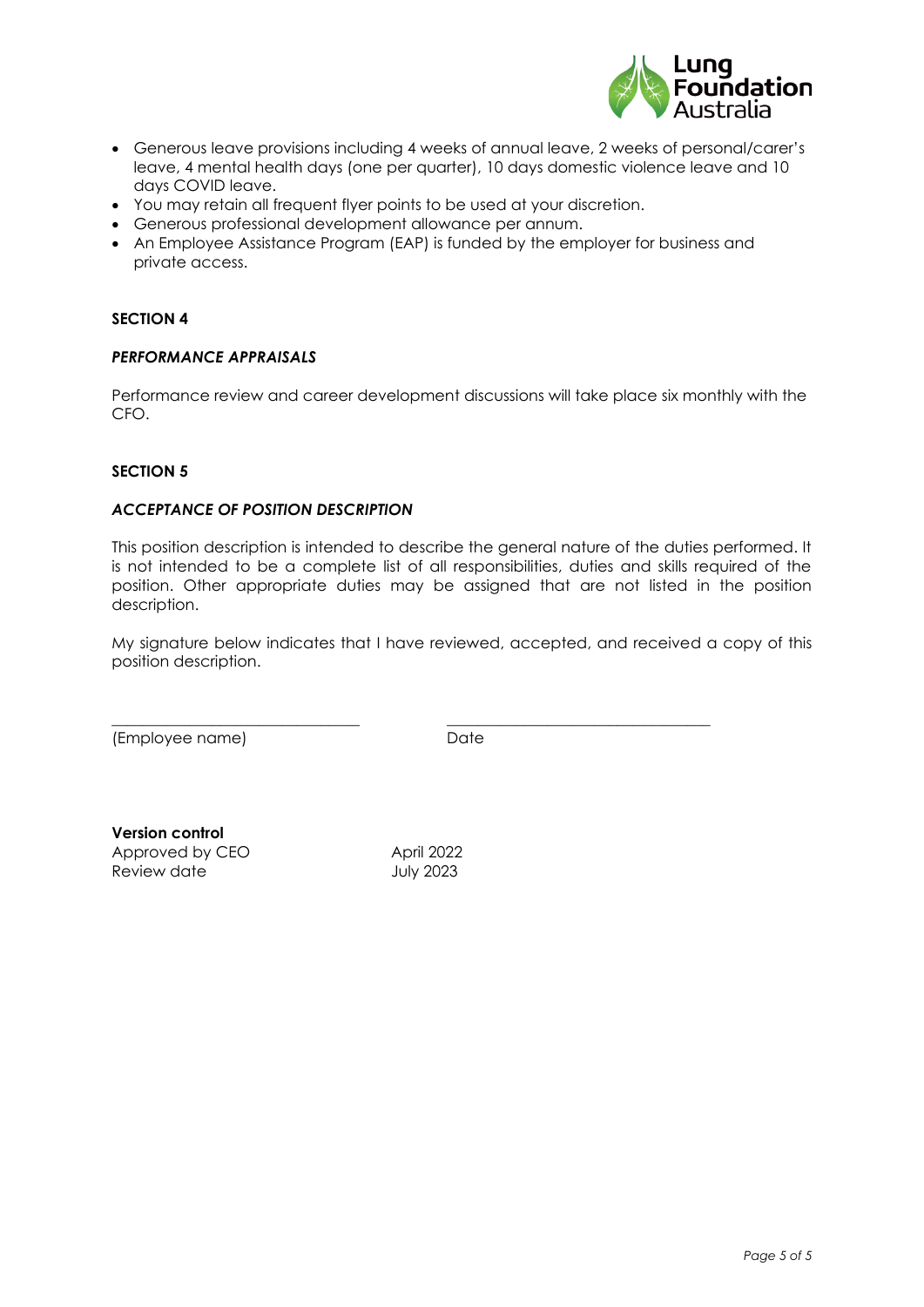- Generous leave provisions including 4 weeks of annual leave, 2 weeks of personal/carer's leave, 4 mental health days (one per quarter), 10 days domestic violence leave and 10 days COVID leave.
- You may retain all frequent flyer points to be used at your discretion.
- Generous professional development allowance per annum.
- An Employee Assistance Program (EAP) is funded by the employer for business and private access.

**SECTION 4**

***PERFORMANCE APPRAISALS***

Performance review and career development discussions will take place six monthly with the CFO.

**SECTION 5**

***ACCEPTANCE OF POSITION DESCRIPTION***

This position description is intended to describe the general nature of the duties performed. It is not intended to be a complete list of all responsibilities, duties and skills required of the position. Other appropriate duties may be assigned that are not listed in the position description.

My signature below indicates that I have reviewed, accepted, and received a copy of this position description.

\_\_\_\_\_\_\_\_\_\_\_\_\_\_\_\_\_\_\_\_\_\_\_\_\_\_\_\_\_\_ \_\_\_\_\_\_\_\_\_\_\_\_\_\_\_\_\_\_\_\_\_\_\_\_\_\_\_\_\_\_

(Employee name) Date

**Version control**

| | |
|---|---|
| Approved by CEO | April 2022 |
| Review date | July 2023 |